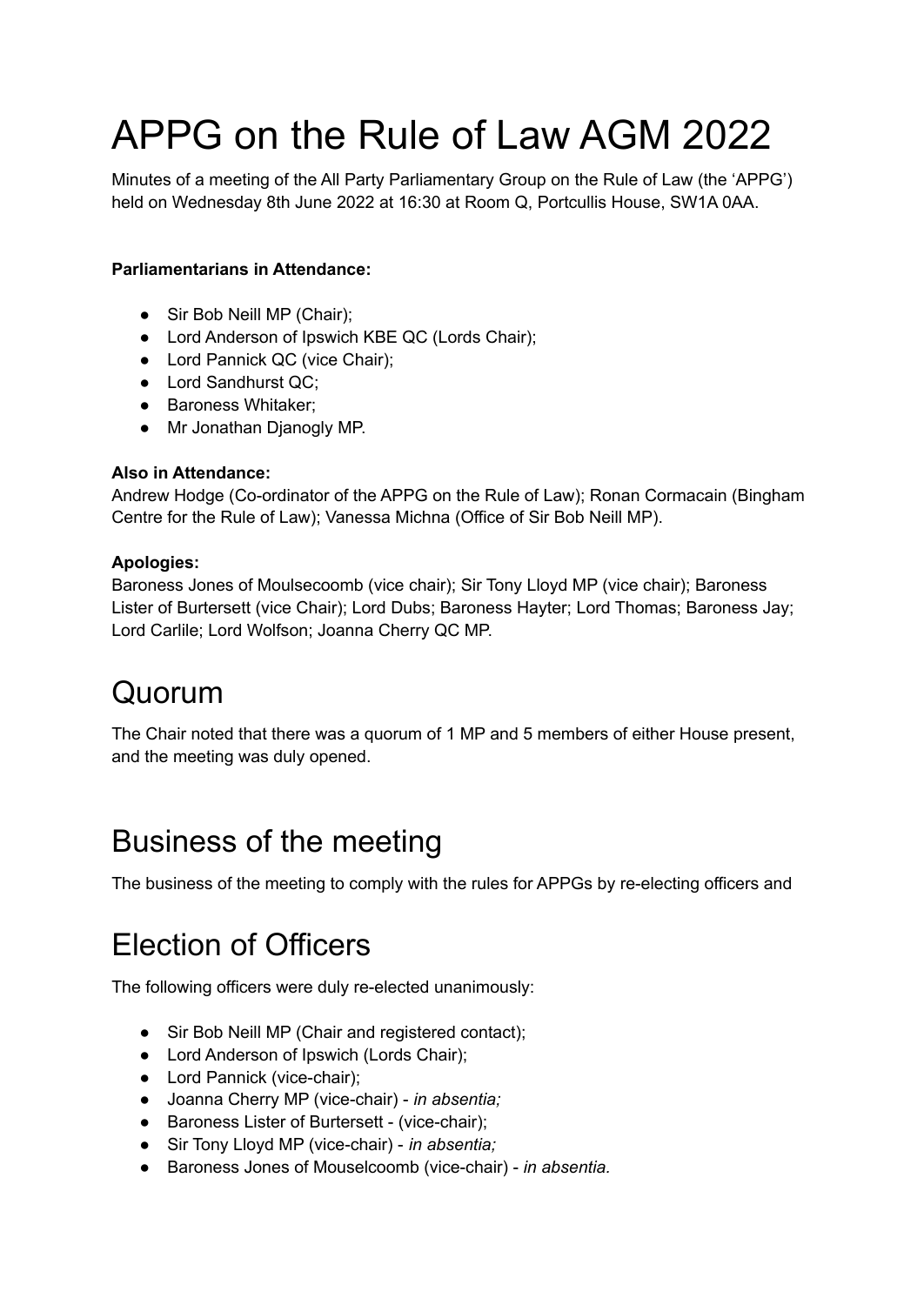# APPG on the Rule of Law AGM 2022

Minutes of a meeting of the All Party Parliamentary Group on the Rule of Law (the 'APPG') held on Wednesday 8th June 2022 at 16:30 at Room Q, Portcullis House, SW1A 0AA.

**Parliamentarians in Attendance:**

- Sir Bob Neill MP (Chair);
- Lord Anderson of Ipswich KBE QC (Lords Chair);
- Lord Pannick QC (vice Chair);
- Lord Sandhurst QC;
- Baroness Whitaker;
- Mr Jonathan Djanogly MP.

**Also in Attendance:**
Andrew Hodge (Co-ordinator of the APPG on the Rule of Law); Ronan Cormacain (Bingham Centre for the Rule of Law); Vanessa Michna (Office of Sir Bob Neill MP).

**Apologies:**
Baroness Jones of Moulsecoomb (vice chair); Sir Tony Lloyd MP (vice chair); Baroness Lister of Burtersett (vice Chair); Lord Dubs; Baroness Hayter; Lord Thomas; Baroness Jay; Lord Carlile; Lord Wolfson; Joanna Cherry QC MP.

## Quorum

The Chair noted that there was a quorum of 1 MP and 5 members of either House present, and the meeting was duly opened.

## Business of the meeting

The business of the meeting to comply with the rules for APPGs by re-electing officers and

## Election of Officers

The following officers were duly re-elected unanimously:

- Sir Bob Neill MP (Chair and registered contact);
- Lord Anderson of Ipswich (Lords Chair);
- Lord Pannick (vice-chair);
- Joanna Cherry MP (vice-chair) - *in absentia;*
- Baroness Lister of Burtersett - (vice-chair);
- Sir Tony Lloyd MP (vice-chair) - *in absentia;*
- Baroness Jones of Mouselcoomb (vice-chair) - *in absentia.*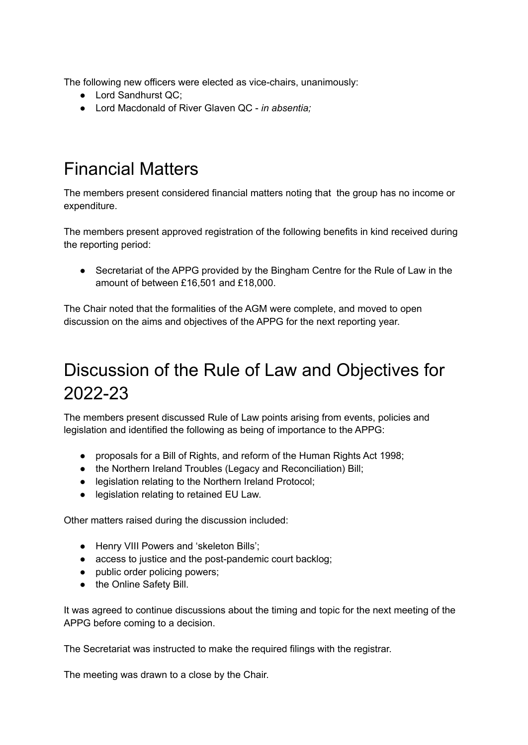The following new officers were elected as vice-chairs, unanimously:

- Lord Sandhurst QC;
- Lord Macdonald of River Glaven QC - *in absentia;*

# Financial Matters

The members present considered financial matters noting that the group has no income or expenditure.

The members present approved registration of the following benefits in kind received during the reporting period:

- Secretariat of the APPG provided by the Bingham Centre for the Rule of Law in the amount of between £16,501 and £18,000.

The Chair noted that the formalities of the AGM were complete, and moved to open discussion on the aims and objectives of the APPG for the next reporting year.

# Discussion of the Rule of Law and Objectives for 2022-23

The members present discussed Rule of Law points arising from events, policies and legislation and identified the following as being of importance to the APPG:

- proposals for a Bill of Rights, and reform of the Human Rights Act 1998;
- the Northern Ireland Troubles (Legacy and Reconciliation) Bill;
- legislation relating to the Northern Ireland Protocol;
- legislation relating to retained EU Law.

Other matters raised during the discussion included:

- Henry VIII Powers and 'skeleton Bills';
- access to justice and the post-pandemic court backlog;
- public order policing powers;
- the Online Safety Bill.

It was agreed to continue discussions about the timing and topic for the next meeting of the APPG before coming to a decision.

The Secretariat was instructed to make the required filings with the registrar.

The meeting was drawn to a close by the Chair.